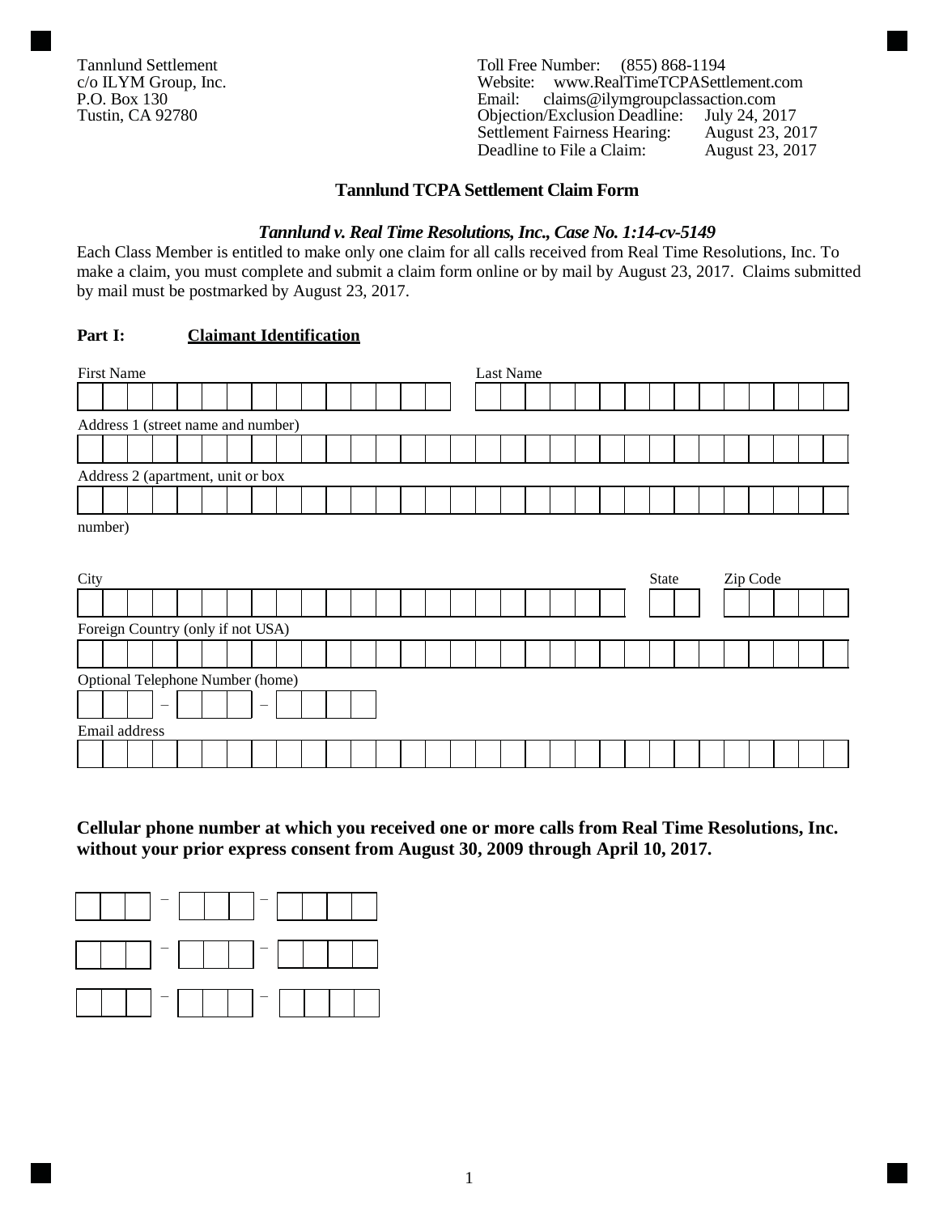Tannlund Settlement
c/o ILYM Group, Inc.
P.O. Box 130
Tustin, CA 92780

Toll Free Number: (855) 868-1194
Website: www.RealTimeTCPASettlement.com
Email: claims@ilymgroupclassaction.com
Objection/Exclusion Deadline: July 24, 2017
Settlement Fairness Hearing: August 23, 2017
Deadline to File a Claim: August 23, 2017

## Tannlund TCPA Settlement Claim Form

### *Tannlund v. Real Time Resolutions, Inc., Case No. 1:14-cv-5149*

Each Class Member is entitled to make only one claim for all calls received from Real Time Resolutions, Inc. To make a claim, you must complete and submit a claim form online or by mail by August 23, 2017. Claims submitted by mail must be postmarked by August 23, 2017.

**Part I: Claimant Identification**

First Name _______________ Last Name _______________

Address 1 (street name and number) _______________

Address 2 (apartment, unit or box number) _______________

City _______________ State ____ Zip Code _______

Foreign Country (only if not USA) _______________

Optional Telephone Number (home) ___ – ___ – ____

Email address _______________

**Cellular phone number at which you received one or more calls from Real Time Resolutions, Inc. without your prior express consent from August 30, 2009 through April 10, 2017.**

___ – ___ – ____

___ – ___ – ____

___ – ___ – ____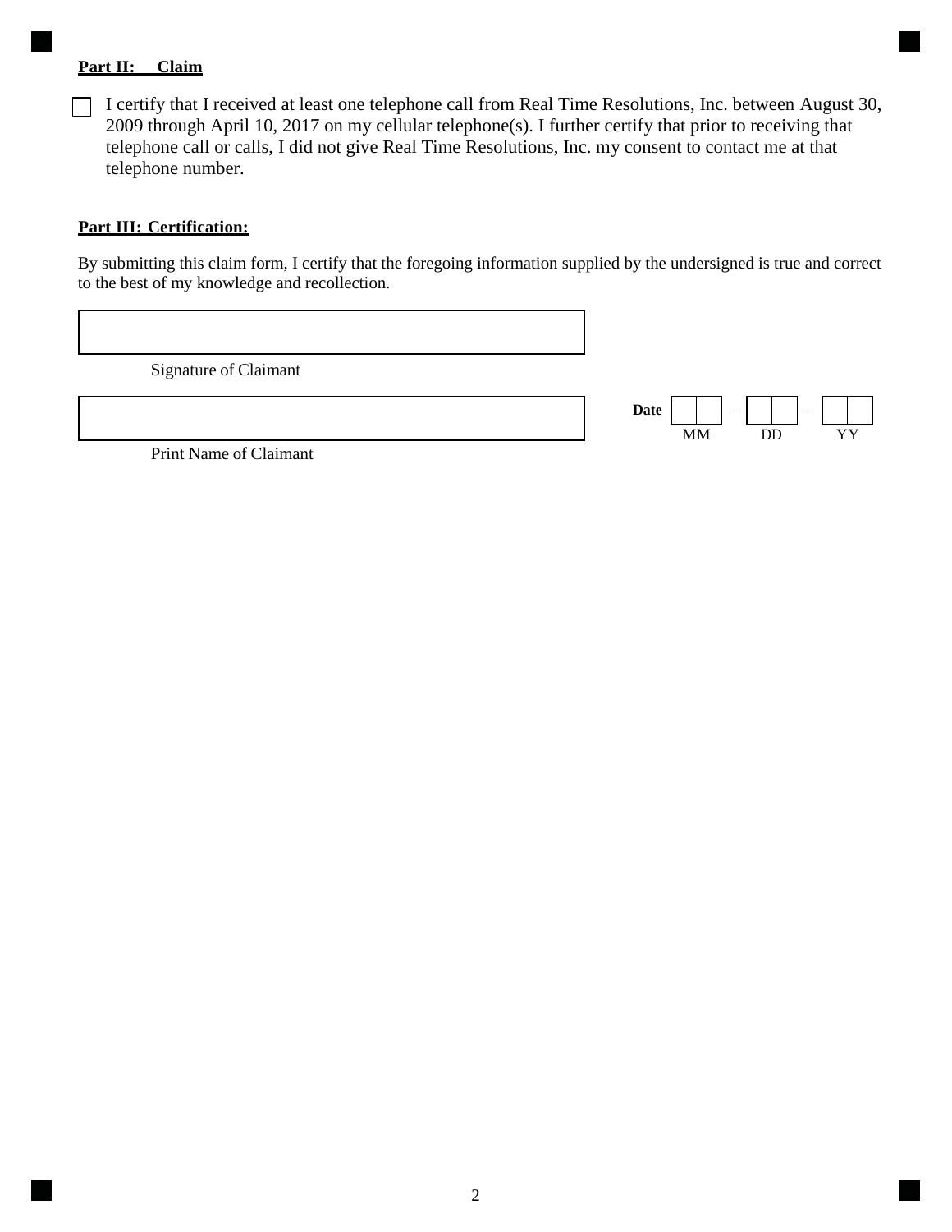**Part II: Claim**

☐ I certify that I received at least one telephone call from Real Time Resolutions, Inc. between August 30, 2009 through April 10, 2017 on my cellular telephone(s). I further certify that prior to receiving that telephone call or calls, I did not give Real Time Resolutions, Inc. my consent to contact me at that telephone number.

**Part III: Certification:**

By submitting this claim form, I certify that the foregoing information supplied by the undersigned is true and correct to the best of my knowledge and recollection.

Signature of Claimant

Print Name of Claimant

**Date** \_\_ \_\_ – \_\_ \_\_ – \_\_ \_\_
MM DD YY